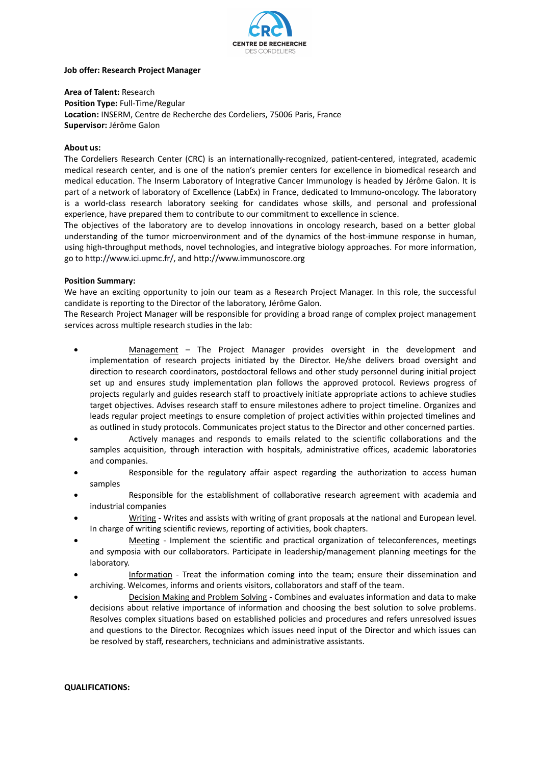**Job offer: Research Project Manager**

**Area of Talent:** Research
**Position Type:** Full-Time/Regular
**Location:** INSERM, Centre de Recherche des Cordeliers, 75006 Paris, France
**Supervisor:** Jérôme Galon

**About us:**

The Cordeliers Research Center (CRC) is an internationally-recognized, patient-centered, integrated, academic medical research center, and is one of the nation's premier centers for excellence in biomedical research and medical education. The Inserm Laboratory of Integrative Cancer Immunology is headed by Jérôme Galon. It is part of a network of laboratory of Excellence (LabEx) in France, dedicated to Immuno-oncology. The laboratory is a world-class research laboratory seeking for candidates whose skills, and personal and professional experience, have prepared them to contribute to our commitment to excellence in science.

The objectives of the laboratory are to develop innovations in oncology research, based on a better global understanding of the tumor microenvironment and of the dynamics of the host-immune response in human, using high-throughput methods, novel technologies, and integrative biology approaches. For more information, go to http://www.ici.upmc.fr/, and http://www.immunoscore.org

**Position Summary:**

We have an exciting opportunity to join our team as a Research Project Manager. In this role, the successful candidate is reporting to the Director of the laboratory, Jérôme Galon.

The Research Project Manager will be responsible for providing a broad range of complex project management services across multiple research studies in the lab:

- Management – The Project Manager provides oversight in the development and implementation of research projects initiated by the Director. He/she delivers broad oversight and direction to research coordinators, postdoctoral fellows and other study personnel during initial project set up and ensures study implementation plan follows the approved protocol. Reviews progress of projects regularly and guides research staff to proactively initiate appropriate actions to achieve studies target objectives. Advises research staff to ensure milestones adhere to project timeline. Organizes and leads regular project meetings to ensure completion of project activities within projected timelines and as outlined in study protocols. Communicates project status to the Director and other concerned parties.
- Actively manages and responds to emails related to the scientific collaborations and the samples acquisition, through interaction with hospitals, administrative offices, academic laboratories and companies.
- Responsible for the regulatory affair aspect regarding the authorization to access human samples
- Responsible for the establishment of collaborative research agreement with academia and industrial companies
- Writing - Writes and assists with writing of grant proposals at the national and European level. In charge of writing scientific reviews, reporting of activities, book chapters.
- Meeting - Implement the scientific and practical organization of teleconferences, meetings and symposia with our collaborators. Participate in leadership/management planning meetings for the laboratory.
- Information - Treat the information coming into the team; ensure their dissemination and archiving. Welcomes, informs and orients visitors, collaborators and staff of the team.
- Decision Making and Problem Solving - Combines and evaluates information and data to make decisions about relative importance of information and choosing the best solution to solve problems. Resolves complex situations based on established policies and procedures and refers unresolved issues and questions to the Director. Recognizes which issues need input of the Director and which issues can be resolved by staff, researchers, technicians and administrative assistants.

**QUALIFICATIONS:**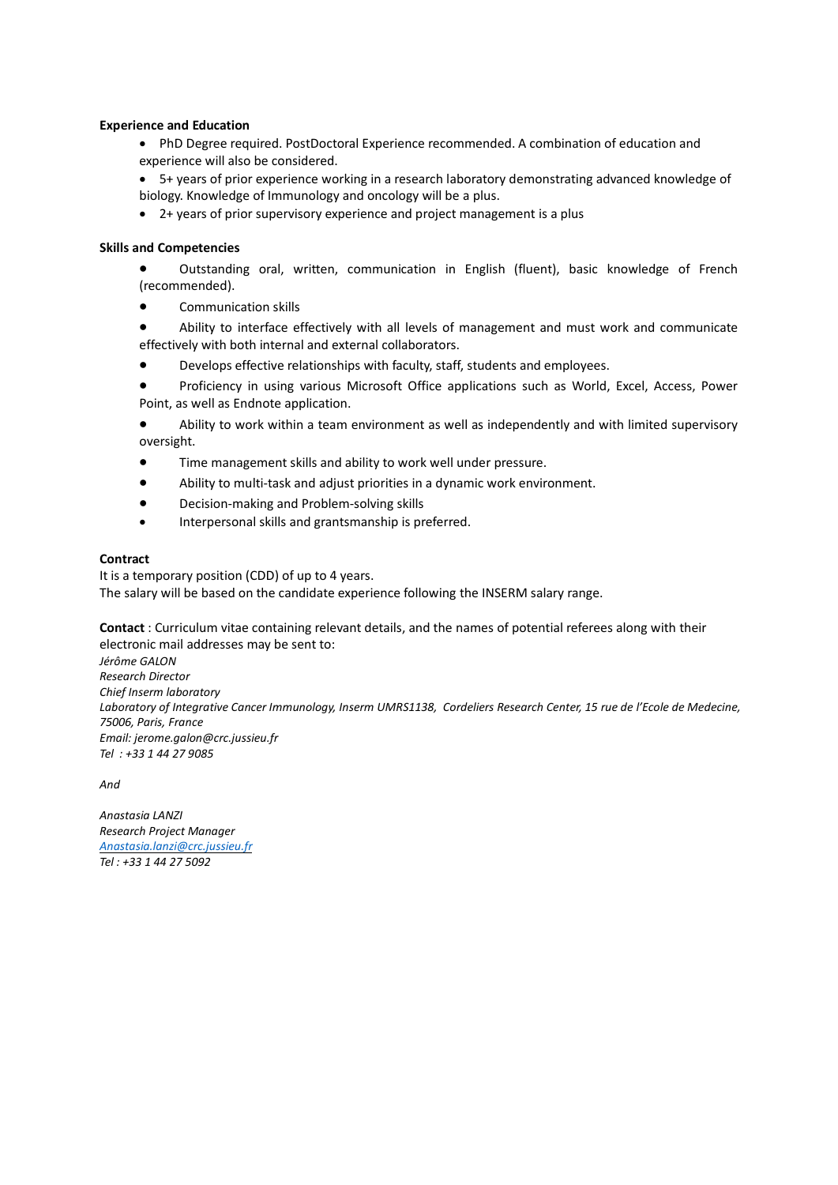**Experience and Education**

- PhD Degree required. PostDoctoral Experience recommended. A combination of education and experience will also be considered.
- 5+ years of prior experience working in a research laboratory demonstrating advanced knowledge of biology. Knowledge of Immunology and oncology will be a plus.
- 2+ years of prior supervisory experience and project management is a plus

**Skills and Competencies**

- Outstanding oral, written, communication in English (fluent), basic knowledge of French (recommended).
- Communication skills
- Ability to interface effectively with all levels of management and must work and communicate effectively with both internal and external collaborators.
- Develops effective relationships with faculty, staff, students and employees.
- Proficiency in using various Microsoft Office applications such as World, Excel, Access, Power Point, as well as Endnote application.
- Ability to work within a team environment as well as independently and with limited supervisory oversight.
- Time management skills and ability to work well under pressure.
- Ability to multi-task and adjust priorities in a dynamic work environment.
- Decision-making and Problem-solving skills
- Interpersonal skills and grantsmanship is preferred.

**Contract**

It is a temporary position (CDD) of up to 4 years.
The salary will be based on the candidate experience following the INSERM salary range.

**Contact** : Curriculum vitae containing relevant details, and the names of potential referees along with their electronic mail addresses may be sent to:

*Jérôme GALON*
*Research Director*
*Chief Inserm laboratory*
*Laboratory of Integrative Cancer Immunology, Inserm UMRS1138, Cordeliers Research Center, 15 rue de l'Ecole de Medecine, 75006, Paris, France*
*Email: jerome.galon@crc.jussieu.fr*
*Tel : +33 1 44 27 9085*

*And*

*Anastasia LANZI*
*Research Project Manager*
*Anastasia.lanzi@crc.jussieu.fr*
*Tel : +33 1 44 27 5092*